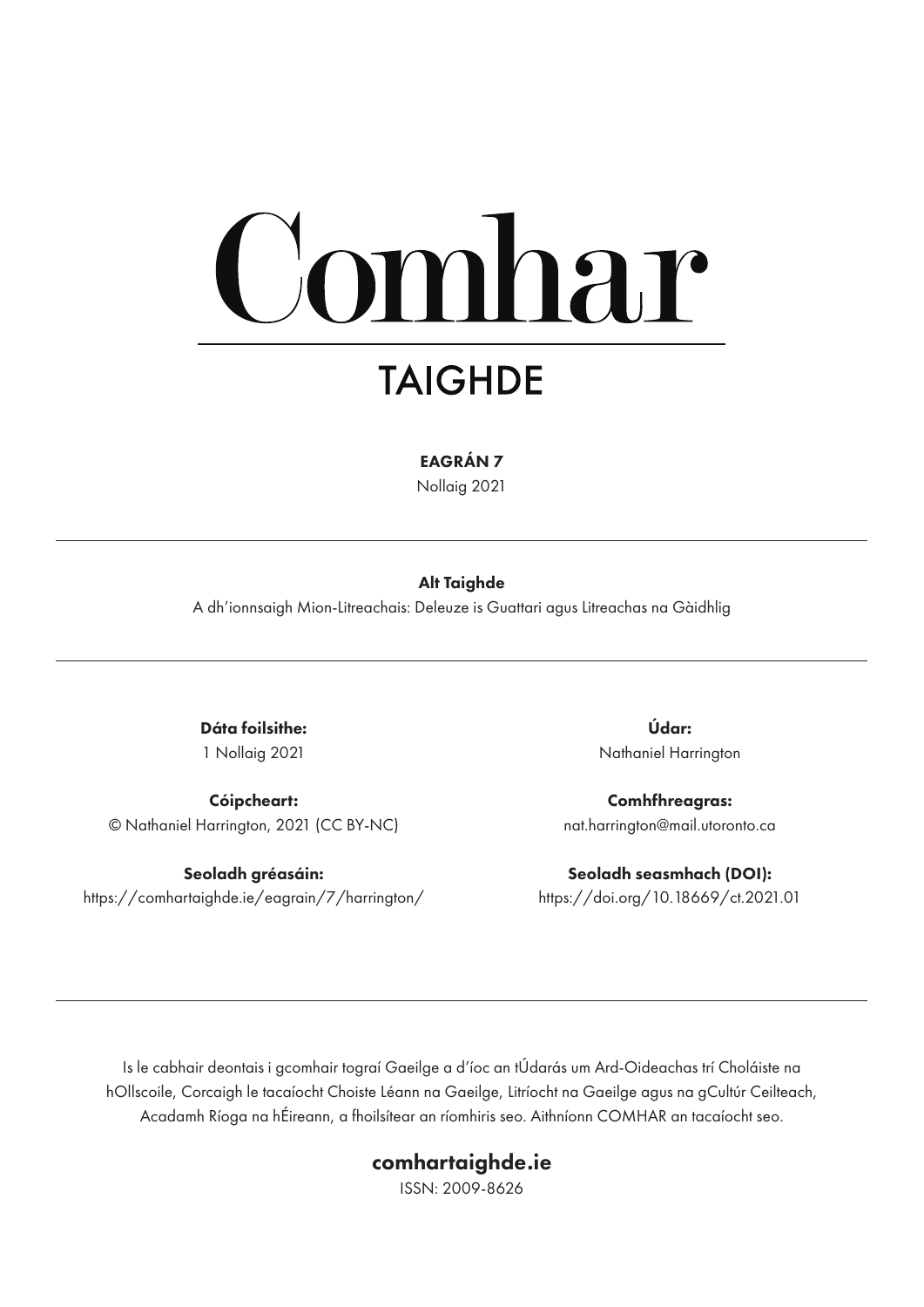# Comhar

## TAIGHDE

**EAGRÁN 7**

Nollaig 2021

---

**Alt Taighde**

A dh'ionnsaigh Mion-Litreachais: Deleuze is Guattari agus Litreachas na Gàidhlig

---

**Dáta foilsithe:**
1 Nollaig 2021

**Údar:**
Nathaniel Harrington

**Cóipcheart:**
© Nathaniel Harrington, 2021 (CC BY-NC)

**Comhfhreagras:**
nat.harrington@mail.utoronto.ca

**Seoladh gréasáin:**
https://comhartaighde.ie/eagrain/7/harrington/

**Seoladh seasmhach (DOI):**
https://doi.org/10.18669/ct.2021.01

---

Is le cabhair deontais i gcomhair tograí Gaeilge a d'íoc an tÚdarás um Ard-Oideachas trí Choláiste na hOllscoile, Corcaigh le tacaíocht Choiste Léann na Gaeilge, Litríocht na Gaeilge agus na gCultúr Ceilteach, Acadamh Ríoga na hÉireann, a fhoilsítear an ríomhiris seo. Aithníonn COMHAR an tacaíocht seo.

**comhartaighde.ie**

ISSN: 2009-8626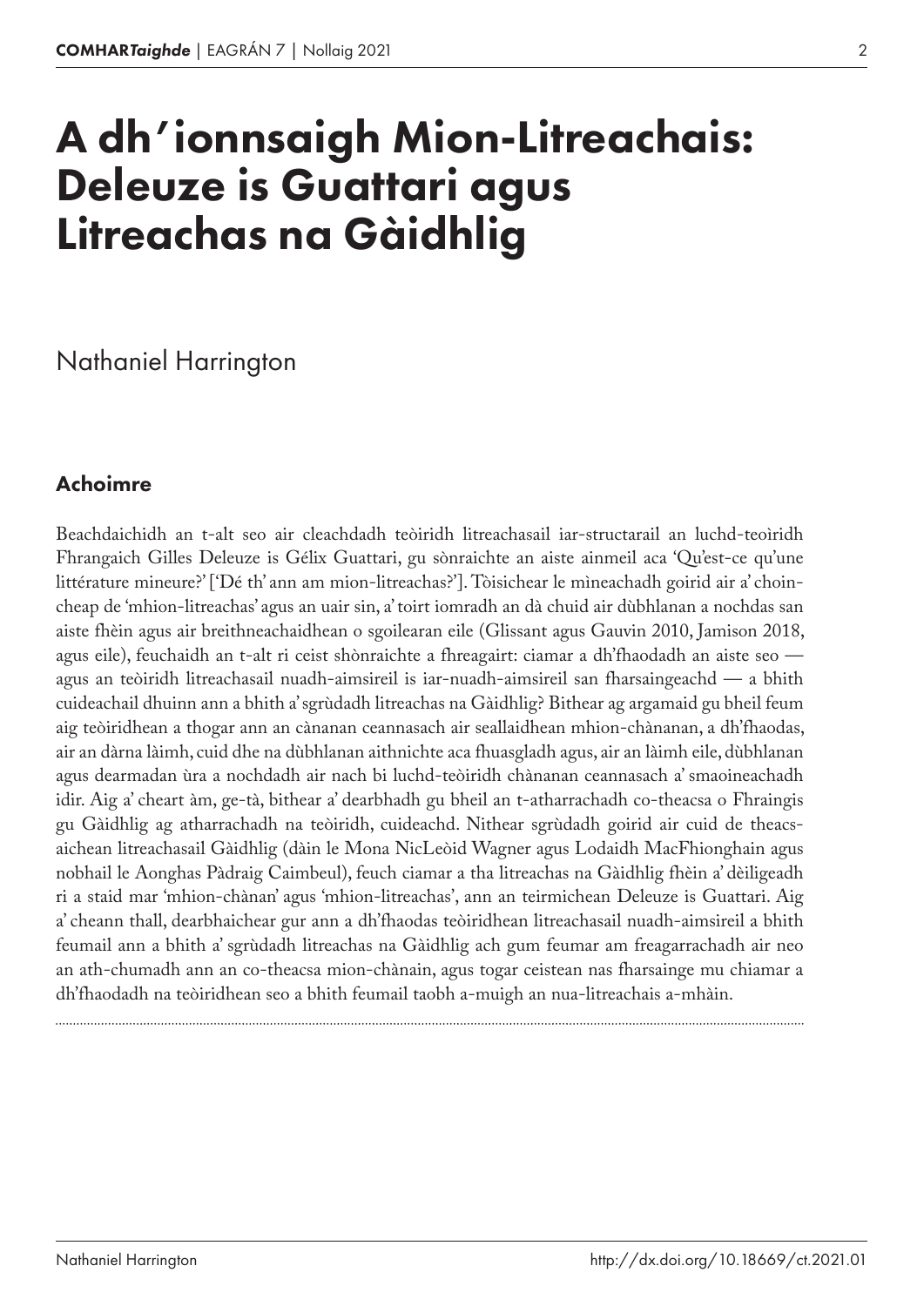# A dh'ionnsaigh Mion-Litreachais: Deleuze is Guattari agus Litreachas na Gàidhlig

Nathaniel Harrington

## Achoimre

Beachdaichidh an t-alt seo air cleachdadh teòiridh litreachasail iar-structarail an luchd-teòiridh Fhrangaich Gilles Deleuze is Gélix Guattari, gu sònraichte an aiste ainmeil aca 'Qu'est-ce qu'une littérature mineure?' ['Dé th' ann am mion-litreachas?']. Tòisichear le mìneachadh goirid air a' choin-cheap de 'mhion-litreachas' agus an uair sin, a' toirt iomradh an dà chuid air dùbhlanan a nochdas san aiste fhèin agus air breithneachaidhean o sgoilearan eile (Glissant agus Gauvin 2010, Jamison 2018, agus eile), feuchaidh an t-alt ri ceist shònraichte a fhreagairt: ciamar a dh'fhaodadh an aiste seo — agus an teòiridh litreachasail nuadh-aimsireil is iar-nuadh-aimsireil san fharsaingeachd — a bhith cuideachail dhuinn ann a bhith a' sgrùdadh litreachas na Gàidhlig? Bithear ag argamaid gu bheil feum aig teòiridhean a thogar ann an cànanan ceannasach air seallaidhean mhion-chànanan, a dh'fhaodas, air an dàrna làimh, cuid dhe na dùbhlanan aithnichte aca fhuasgladh agus, air an làimh eile, dùbhlanan agus dearmadan ùra a nochdadh air nach bi luchd-teòiridh chànanan ceannasach a' smaoineachadh idir. Aig a' cheart àm, ge-tà, bithear a' dearbhadh gu bheil an t-atharrachadh co-theacsa o Fhraingis gu Gàidhlig ag atharrachadh na teòiridh, cuideachd. Nithear sgrùdadh goirid air cuid de theacs-aichean litreachasail Gàidhlig (dàin le Mona NicLeòid Wagner agus Lodaidh MacFhionghain agus nobhail le Aonghas Pàdraig Caimbeul), feuch ciamar a tha litreachas na Gàidhlig fhèin a' dèiligeadh ri a staid mar 'mhion-chànan' agus 'mhion-litreachas', ann an teirmichean Deleuze is Guattari. Aig a' cheann thall, dearbhaichear gur ann a dh'fhaodas teòiridhean litreachasail nuadh-aimsireil a bhith feumail ann a bhith a' sgrùdadh litreachas na Gàidhlig ach gum feumar am freagarrachadh air neo an ath-chumadh ann an co-theacsa mion-chànain, agus togar ceistean nas fharsainge mu chiamar a dh'fhaodadh na teòiridhean seo a bhith feumail taobh a-muigh an nua-litreachais a-mhàin.

http://dx.doi.org/10.18669/ct.2021.01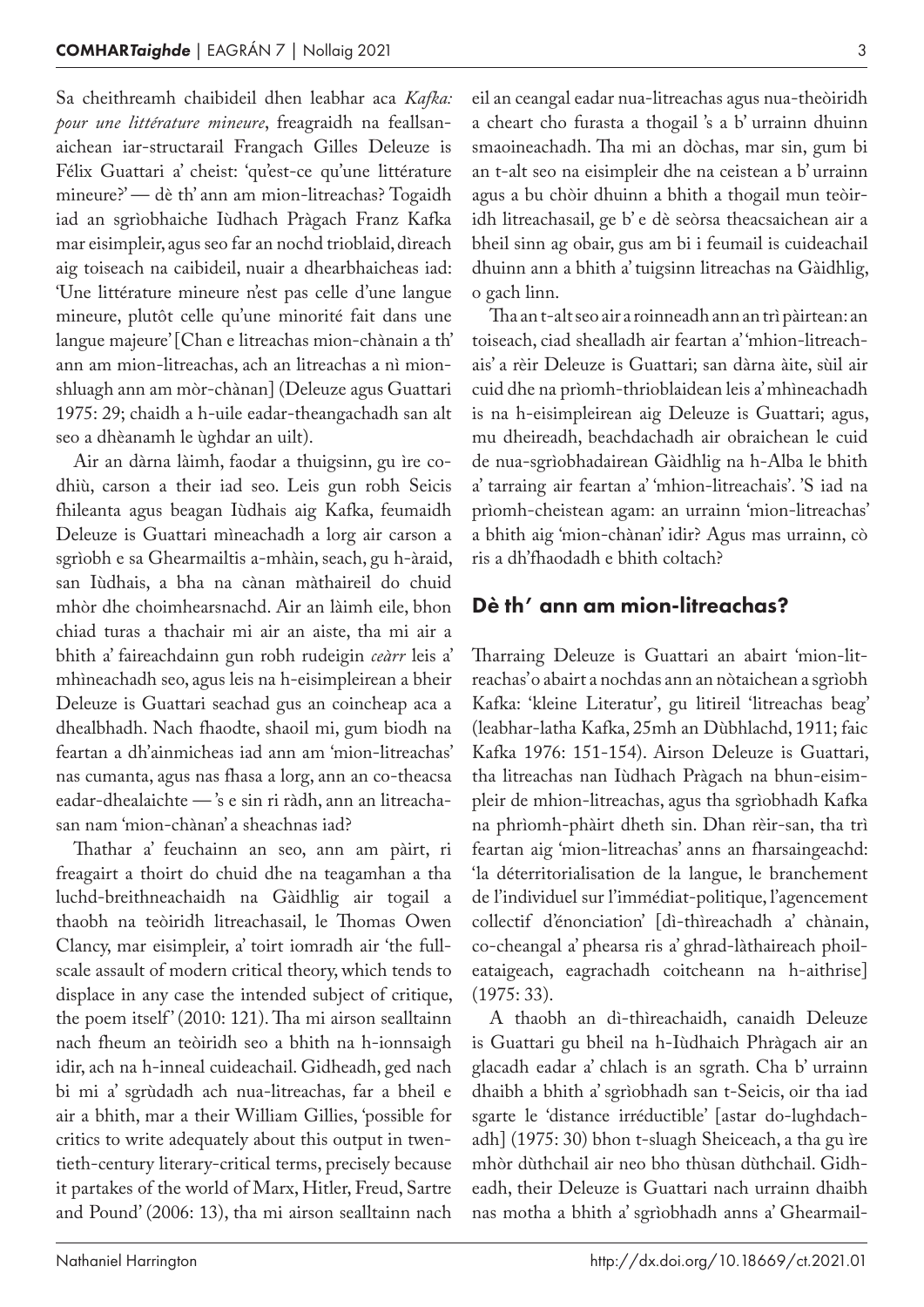Sa cheithreamh chaibideil dhen leabhar aca *Kafka: pour une littérature mineure*, freagraidh na feallsanaichean iar-structarail Frangach Gilles Deleuze is Félix Guattari a' cheist: 'qu'est-ce qu'une littérature mineure?' — dè th' ann am mion-litreachas? Togaidh iad an sgrìobhaiche Iùdhach Pràgach Franz Kafka mar eisimpleir, agus seo far an nochd trioblaid, dìreach aig toiseach na caibideil, nuair a dhearbhaicheas iad: 'Une littérature mineure n'est pas celle d'une langue mineure, plutôt celle qu'une minorité fait dans une langue majeure' [Chan e litreachas mion-chànain a th' ann am mion-litreachas, ach an litreachas a nì mion-shluagh ann am mòr-chànan] (Deleuze agus Guattari 1975: 29; chaidh a h-uile eadar-theangachadh san alt seo a dhèanamh le ùghdar an uilt).

Air an dàrna làimh, faodar a thuigsinn, gu ìre co-dhiù, carson a their iad seo. Leis gun robh Seicis fhileanta agus beagan Iùdhais aig Kafka, feumaidh Deleuze is Guattari mìneachadh a lorg air carson a sgrìobh e sa Ghearmailtis a-mhàin, seach, gu h-àraid, san Iùdhais, a bha na cànan màthaireil do chuid mhòr dhe choimhearsnachd. Air an làimh eile, bhon chiad turas a thachair mi air an aiste, tha mi air a bhith a' faireachdainn gun robh rudeigin *ceàrr* leis a' mhìneachadh seo, agus leis na h-eisimpleirean a bheir Deleuze is Guattari seachad gus an coincheap aca a dhealbhadh. Nach fhaodte, shaoil mi, gum biodh na feartan a dh'ainmicheas iad ann am 'mion-litreachas' nas cumanta, agus nas fhasa a lorg, ann an co-theacsa eadar-dhealaichte — 's e sin ri ràdh, ann an litreachasan nam 'mion-chànan' a sheachnas iad?

Thathar a' feuchainn an seo, ann am pàirt, ri freagairt a thoirt do chuid dhe na teagamhan a tha luchd-breithneachaidh na Gàidhlig air togail a thaobh na teòiridh litreachasail, le Thomas Owen Clancy, mar eisimpleir, a' toirt iomradh air 'the full-scale assault of modern critical theory, which tends to displace in any case the intended subject of critique, the poem itself' (2010: 121). Tha mi airson sealltainn nach fheum an teòiridh seo a bhith na h-ionnsaigh idir, ach na h-inneal cuideachail. Gidheadh, ged nach bi mi a' sgrùdadh ach nua-litreachas, far a bheil e air a bhith, mar a their William Gillies, 'possible for critics to write adequately about this output in twentieth-century literary-critical terms, precisely because it partakes of the world of Marx, Hitler, Freud, Sartre and Pound' (2006: 13), tha mi airson sealltainn nach eil an ceangal eadar nua-litreachas agus nua-theòiridh a cheart cho furasta a thogail 's a b' urrainn dhuinn smaoineachadh. Tha mi an dòchas, mar sin, gum bi an t-alt seo na eisimpleir dhe na ceistean a b' urrainn agus a bu chòir dhuinn a bhith a thogail mun teòiridh litreachasail, ge b' e dè seòrsa theacsaichean air a bheil sinn ag obair, gus am bi i feumail is cuideachail dhuinn ann a bhith a' tuigsinn litreachas na Gàidhlig, o gach linn.

Tha an t-alt seo air a roinneadh ann an trì pàirtean: an toiseach, ciad shealladh air feartan a' 'mhion-litreachais' a rèir Deleuze is Guattari; san dàrna àite, sùil air cuid dhe na prìomh-thrioblaidean leis a' mhìneachadh is na h-eisimpleirean aig Deleuze is Guattari; agus, mu dheireadh, beachdachadh air obraichean le cuid de nua-sgrìobhadairean Gàidhlig na h-Alba le bhith a' tarraing air feartan a' 'mhion-litreachais'. 'S iad na prìomh-cheistean agam: an urrainn 'mion-litreachas' a bhith aig 'mion-chànan' idir? Agus mas urrainn, cò ris a dh'fhaodadh e bhith coltach?

## Dè th' ann am mion-litreachas?

Tharraing Deleuze is Guattari an abairt 'mion-litreachas' o abairt a nochdas ann an nòtaichean a sgrìobh Kafka: 'kleine Literatur', gu litireil 'litreachas beag' (leabhar-latha Kafka, 25mh an Dùbhlachd, 1911; faic Kafka 1976: 151-154). Airson Deleuze is Guattari, tha litreachas nan Iùdhach Pràgach na bhun-eisimpleir de mhion-litreachas, agus tha sgrìobhadh Kafka na phrìomh-phàirt dheth sin. Dhan rèir-san, tha trì feartan aig 'mion-litreachas' anns an fharsaingeachd: 'la déterritorialisation de la langue, le branchement de l'individuel sur l'immédiat-politique, l'agencement collectif d'énonciation' [dì-thìreachadh a' chànain, co-cheangal a' phearsa ris a' ghrad-làthaireach phoileataigeach, eagrachadh coitcheann na h-aithrise] (1975: 33).

A thaobh an dì-thìreachaidh, canaidh Deleuze is Guattari gu bheil na h-Iùdhaich Phràgach air an glacadh eadar a' chlach is an sgrath. Cha b' urrainn dhaibh a bhith a' sgrìobhadh san t-Seicis, oir tha iad sgarte le 'distance irréductible' [astar do-lughdachadh] (1975: 30) bhon t-sluagh Sheiceach, a tha gu ìre mhòr dùthchail air neo bho thùsan dùthchail. Gidheadh, their Deleuze is Guattari nach urrainn dhaibh nas motha a bhith a' sgrìobhadh anns a' Ghearmail-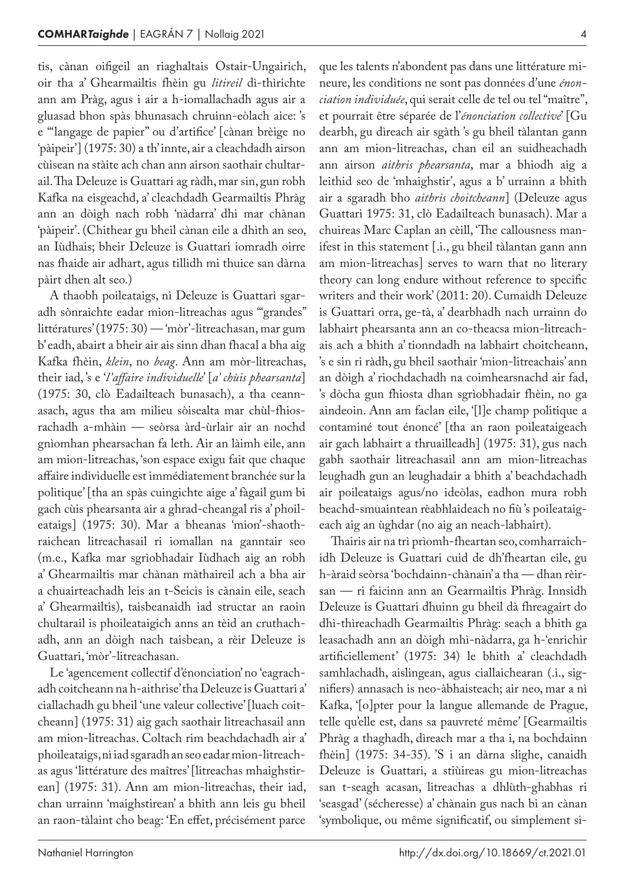tis, cànan oifigeil an riaghaltais Ostair-Ungairich, oir tha a' Ghearmailtis fhèin gu *litireil* dì-thìrichte ann am Pràg, agus i air a h-iomallachadh agus air a gluasad bhon spàs bhunasach chruinn-eòlach aice: 's e '"langage de papier" ou d'artifice' [cànan brèige no 'pàipeir'] (1975: 30) a th' innte, air a cleachdadh airson cùisean na stàite ach chan ann airson saothair chultarail. Tha Deleuze is Guattari ag ràdh, mar sin, gun robh Kafka na eisgeachd, a' cleachdadh Gearmailtis Phràg ann an dòigh nach robh 'nàdarra' dhi mar chànan 'pàipeir'. (Chithear gu bheil cànan eile a dhìth an seo, an Iùdhais; bheir Deleuze is Guattari iomradh oirre nas fhaide air adhart, agus tillidh mi thuice san dàrna pàirt dhen alt seo.)

A thaobh poileataigs, nì Deleuze is Guattari sgaradh sònraichte eadar mion-litreachas agus '"grandes" littératures' (1975: 30) — 'mòr'-litreachasan, mar gum b' eadh, abairt a bheir air ais sinn dhan fhacal a bha aig Kafka fhèin, *klein*, no *beag*. Ann am mòr-litreachas, their iad, 's e '*l'affaire individuelle*' [*a' chùis phearsanta*] (1975: 30, clò Eadailteach bunasach), a tha ceannasach, agus tha am milieu sòisealta mar chùl-fhiosrachadh a-mhàin — seòrsa àrd-ùrlair air an nochd gnìomhan phearsachan fa leth. Air an làimh eile, ann am mion-litreachas, 'son espace exigu fait que chaque affaire individuelle est immédiatement branchée sur la politique' [tha an spàs cuingichte aige a' fàgail gum bi gach cùis phearsanta air a ghrad-cheangal ris a' phoileataigs] (1975: 30). Mar a bheanas 'mion'-shaothraichean litreachasail ri iomallan na ganntair seo (m.e., Kafka mar sgrìobhadair Iùdhach aig an robh a' Ghearmailtis mar chànan màthaireil ach a bha air a chuairteachadh leis an t-Seicis is cànain eile, seach a' Ghearmailtis), taisbeanaidh iad structar an raoin chultarail is phoileataigich anns an tèid an cruthachadh, ann an dòigh nach taisbean, a rèir Deleuze is Guattari, 'mòr'-litreachasan.

Le 'agencement collectif d'énonciation' no 'eagrachadh coitcheann na h-aithrise' tha Deleuze is Guattari a' ciallachadh gu bheil 'une valeur collective' [luach coitcheann] (1975: 31) aig gach saothair litreachasail ann am mion-litreachas. Coltach rim beachdachadh air a' phoileataigs, nì iad sgaradh an seo eadar mion-litreachas agus 'littérature des maîtres' [litreachas mhaighstirean] (1975: 31). Ann am mion-litreachas, their iad, chan urrainn 'maighstirean' a bhith ann leis gu bheil an raon-tàlaint cho beag: 'En effet, précisément parce que les talents n'abondent pas dans une littérature mineure, les conditions ne sont pas données d'une *énonciation individuée*, qui serait celle de tel ou tel "maître", et pourrait être séparée de l'*énonciation collective*' [Gu dearbh, gu dìreach air sgàth 's gu bheil tàlantan gann ann am mion-litreachas, chan eil an suidheachadh ann airson *aithris phearsanta*, mar a bhiodh aig a leithid seo de 'mhaighstir', agus a b' urrainn a bhith air a sgaradh bho *aithris choitcheann*] (Deleuze agus Guattari 1975: 31, clò Eadailteach bunasach). Mar a chuireas Marc Caplan an cèill, 'The callousness manifest in this statement [.i., gu bheil tàlantan gann ann am mion-litreachas] serves to warn that no literary theory can long endure without reference to specific writers and their work' (2011: 20). Cumaidh Deleuze is Guattari orra, ge-tà, a' dearbhadh nach urrainn do labhairt phearsanta ann an co-theacsa mion-litreachais ach a bhith a' tionndadh na labhairt choitcheann, 's e sin ri ràdh, gu bheil saothair 'mion-litreachais' ann an dòigh a' riochdachadh na coimhearsnachd air fad, 's dòcha gun fhiosta dhan sgrìobhadair fhèin, no ga aindeoin. Ann am faclan eile, '[l]e champ politique a contaminé tout énoncé' [tha an raon poileataigeach air gach labhairt a thruailleadh] (1975: 31), gus nach gabh saothair litreachasail ann am mion-litreachas leughadh gun an leughadair a bhith a' beachdachadh air poileataigs agus/no ideòlas, eadhon mura robh beachd-smuaintean rèabhlaideach no fiù 's poileataigeach aig an ùghdar (no aig an neach-labhairt).

Thairis air na trì prìomh-fheartan seo, comharraichidh Deleuze is Guattari cuid de dh'fheartan eile, gu h-àraid seòrsa 'bochdainn-chànain' a tha — dhan rèirsan — ri faicinn ann an Gearmailtis Phràg. Innsidh Deleuze is Guattari dhuinn gu bheil dà fhreagairt do dhì-thìreachadh Gearmailtis Phràg: seach a bhith ga leasachadh ann an dòigh mhì-nàdarra, ga h-'enrichir artificiellement' (1975: 34) le bhith a' cleachdadh samhlachadh, aislingean, agus ciallaichearan (.i., signifiers) annasach is neo-àbhaisteach; air neo, mar a nì Kafka, '[o]pter pour la langue allemande de Prague, telle qu'elle est, dans sa pauvreté même' [Gearmailtis Phràg a thaghadh, dìreach mar a tha i, na bochdainn fhèin] (1975: 34-35). 'S i an dàrna slighe, canaidh Deleuze is Guattari, a stiùireas gu mion-litreachas san t-seagh acasan, litreachas a dhlùth-ghabhas ri 'seasgad' (sécheresse) a' chànain gus nach bi an cànan 'symbolique, ou même significatif, ou simplement si-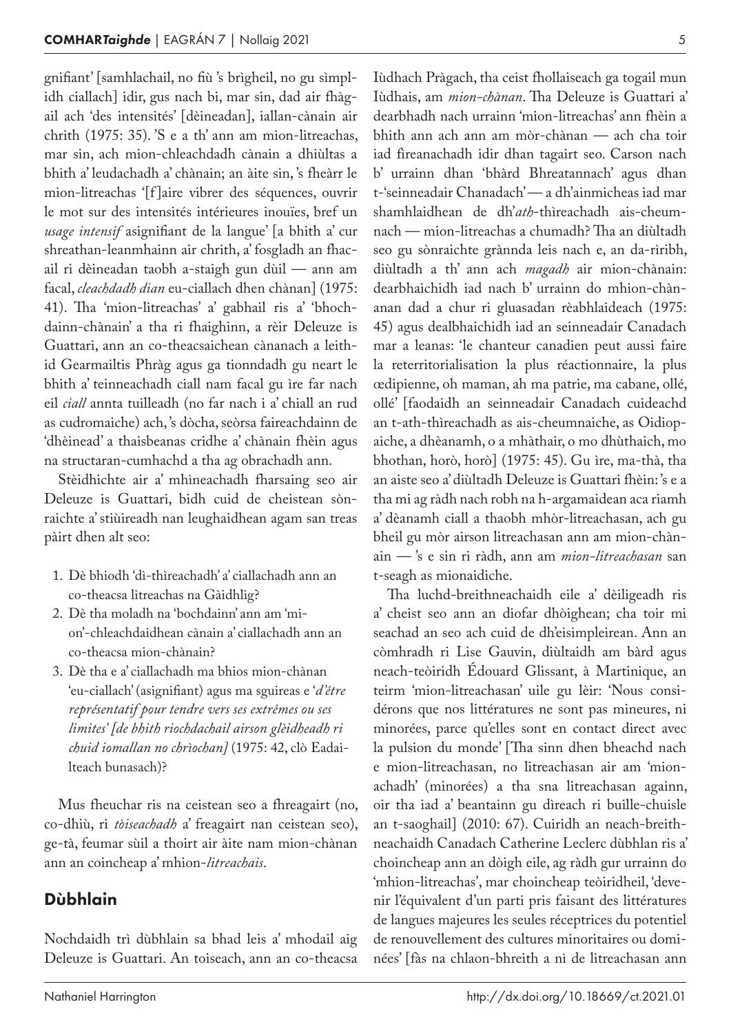gnifiant' [samhlachail, no fiù 's brìgheil, no gu sìmplidh ciallach] idir, gus nach bi, mar sin, dad air fhàgail ach 'des intensités' [dèineadan], iallan-cànain air chrith (1975: 35). 'S e a th' ann am mion-litreachas, mar sin, ach mion-chleachdadh cànain a dhiùltas a bhith a' leudachadh a' chànain; an àite sin, 's fheàrr le mion-litreachas '[f]aire vibrer des séquences, ouvrir le mot sur des intensités intérieures inouïes, bref un *usage intensif* asignifiant de la langue' [a bhith a' cur shreathan-leanmhainn air chrith, a' fosgladh an fhacail ri dèineadan taobh a-staigh gun dùil — ann am facal, *cleachdadh dian* eu-ciallach dhen chànan] (1975: 41). Tha 'mion-litreachas' a' gabhail ris a' 'bhochdainn-chànain' a tha ri fhaighinn, a rèir Deleuze is Guattari, ann an co-theacsaichean cànanach a leithid Gearmailtis Phràg agus ga tionndadh gu neart le bhith a' teinneachadh ciall nam facal gu ìre far nach eil *ciall* annta tuilleadh (no far nach i a' chiall an rud as cudromaiche) ach, 's dòcha, seòrsa faireachdainn de 'dhèinead' a thaisbeanas cridhe a' chànain fhèin agus na structaran-cumhachd a tha ag obrachadh ann.

Stèidhichte air a' mhìneachadh fharsaing seo air Deleuze is Guattari, bidh cuid de cheistean sònraichte a' stiùireadh nan leughaidhean agam san treas pàirt dhen alt seo:

1. Dè bhiodh 'dì-thìreachadh' a' ciallachadh ann an co-theacsa litreachas na Gàidhlig?
2. Dè tha moladh na 'bochdainn' ann am 'mion'-chleachdaidhean cànain a' ciallachadh ann an co-theacsa mion-chànain?
3. Dè tha e a' ciallachadh ma bhios mion-chànan 'eu-ciallach' (asignifiant) agus ma sguireas e '*d'être représentatif pour tendre vers ses extrêmes ou ses limites' [de bhith riochdachail airson glèidheadh ri chuid iomallan no chrìochan]* (1975: 42, clò Eadailteach bunasach)?

Mus fheuchar ris na ceistean seo a fhreagairt (no, co-dhiù, ri *tòiseachadh* a' freagairt nan ceistean seo), ge-tà, feumar sùil a thoirt air àite nam mion-chànan ann an coincheap a' mhion-*litreachais*.

## Dùbhlain

Nochdaidh trì dùbhlain sa bhad leis a' mhodail aig Deleuze is Guattari. An toiseach, ann an co-theacsa Iùdhach Pràgach, tha ceist fhollaiseach ga togail mun Iùdhais, am *mion-chànan*. Tha Deleuze is Guattari a' dearbhadh nach urrainn 'mion-litreachas' ann fhèin a bhith ann ach ann am mòr-chànan — ach cha toir iad fìreanachadh idir dhan tagairt seo. Carson nach b' urrainn dhan 'bhàrd Bhreatannach' agus dhan t-'seinneadair Chanadach' — a dh'ainmicheas iad mar shamhlaidhean de dh'*ath*-thìreachadh ais-cheumnach — mion-litreachas a chumadh? Tha an diùltadh seo gu sònraichte grànnda leis nach e, an da-rìribh, diùltadh a th' ann ach *magadh* air mion-chànain: dearbhaichidh iad nach b' urrainn do mhion-chànanan dad a chur ri gluasadan rèabhlaideach (1975: 45) agus dealbhaichidh iad an seinneadair Canadach mar a leanas: 'le chanteur canadien peut aussi faire la reterritorialisation la plus réactionnaire, la plus œdipienne, oh maman, ah ma patrie, ma cabane, ollé, ollé' [faodaidh an seinneadair Canadach cuideachd an t-ath-thìreachadh as ais-cheumnaiche, as Oidiopaiche, a dhèanamh, o a mhàthair, o mo dhùthaich, mo bhothan, horò, horò] (1975: 45). Gu ìre, ma-thà, tha an aiste seo a' diùltadh Deleuze is Guattari fhèin: 's e a tha mi ag ràdh nach robh na h-argamaidean aca riamh a' dèanamh ciall a thaobh mhòr-litreachasan, ach gu bheil gu mòr airson litreachasan ann am mion-chànain — 's e sin ri ràdh, ann am *mion-litreachasan* san t-seagh as mionaidiche.

Tha luchd-breithneachaidh eile a' dèiligeadh ris a' cheist seo ann an diofar dhòighean; cha toir mi seachad an seo ach cuid de dh'eisimpleirean. Ann an còmhradh ri Lise Gauvin, diùltaidh am bàrd agus neach-teòiridh Édouard Glissant, à Martinique, an teirm 'mion-litreachasan' uile gu lèir: 'Nous considérons que nos littératures ne sont pas mineures, ni minorées, parce qu'elles sont en contact direct avec la pulsion du monde' [Tha sinn dhen bheachd nach e mion-litreachasan, no litreachasan air am 'mion-achadh' (minorées) a tha sna litreachasan againn, oir tha iad a' beantainn gu dìreach ri buille-chuisle an t-saoghail] (2010: 67). Cuiridh an neach-breithneachaidh Canadach Catherine Leclerc dùbhlan ris a' choincheap ann an dòigh eile, ag ràdh gur urrainn do 'mhion-litreachas', mar choincheap teòiridheil, 'devenir l'équivalent d'un parti pris faisant des littératures de langues majeures les seules réceptrices du potentiel de renouvellement des cultures minoritaires ou dominées' [fàs na chlaon-bhreith a nì de litreachasan ann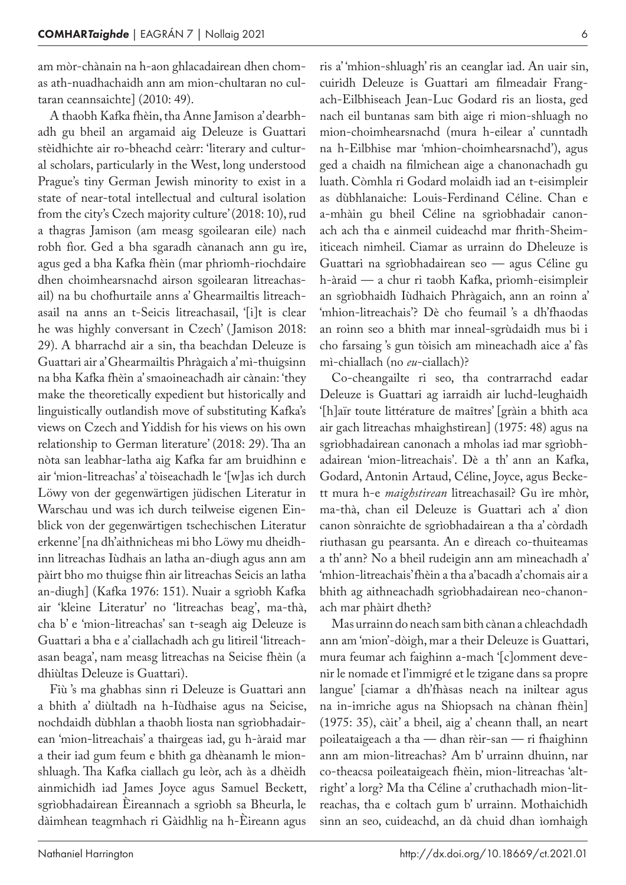am mòr-chànain na h-aon ghlacadairean dhen chomas ath-nuadhachaidh ann am mion-chultaran no cultaran ceannsaichte] (2010: 49).

A thaobh Kafka fhèin, tha Anne Jamison a' dearbhadh gu bheil an argamaid aig Deleuze is Guattari stèidhichte air ro-bheachd ceàrr: 'literary and cultural scholars, particularly in the West, long understood Prague's tiny German Jewish minority to exist in a state of near-total intellectual and cultural isolation from the city's Czech majority culture' (2018: 10), rud a thagras Jamison (am measg sgoilearan eile) nach robh fìor. Ged a bha sgaradh cànanach ann gu ìre, agus ged a bha Kafka fhèin (mar phrìomh-riochdaire dhen choimhearsnachd airson sgoilearan litreachasail) na bu chofhurtaile anns a' Ghearmailtis litreachasail na anns an t-Seicis litreachasail, '[i]t is clear he was highly conversant in Czech' (Jamison 2018: 29). A bharrachd air a sin, tha beachdan Deleuze is Guattari air a' Ghearmailtis Phràgaich a' mì-thuigsinn na bha Kafka fhèin a' smaoineachadh air cànain: 'they make the theoretically expedient but historically and linguistically outlandish move of substituting Kafka's views on Czech and Yiddish for his views on his own relationship to German literature' (2018: 29). Tha an nòta san leabhar-latha aig Kafka far am bruidhinn e air 'mion-litreachas' a' tòiseachadh le '[w]as ich durch Löwy von der gegenwärtigen jüdischen Literatur in Warschau und was ich durch teilweise eigenen Einblick von der gegenwärtigen tschechischen Literatur erkenne' [na dh'aithnicheas mi bho Löwy mu dheidhinn litreachas Iùdhais an latha an-diugh agus ann am pàirt bho mo thuigse fhìn air litreachas Seicis an latha an-diugh] (Kafka 1976: 151). Nuair a sgrìobh Kafka air 'kleine Literatur' no 'litreachas beag', ma-thà, cha b' e 'mion-litreachas' san t-seagh aig Deleuze is Guattari a bha e a' ciallachadh ach gu litireil 'litreachasan beaga', nam measg litreachas na Seicise fhèin (a dhiùltas Deleuze is Guattari).

Fiù 's ma ghabhas sinn ri Deleuze is Guattari ann a bhith a' diùltadh na h-Iùdhaise agus na Seicise, nochdaidh dùbhlan a thaobh liosta nan sgrìobhadairean 'mion-litreachais' a thairgeas iad, gu h-àraid mar a their iad gum feum e bhith ga dhèanamh le mion-shluagh. Tha Kafka ciallach gu leòr, ach às a dhèidh ainmichidh iad James Joyce agus Samuel Beckett, sgrìobhadairean Èireannach a sgrìobh sa Bheurla, le dàimhean teagmhach ri Gàidhlig na h-Èireann agus ris a' 'mhion-shluagh' ris an ceanglar iad. An uair sin, cuiridh Deleuze is Guattari am filmeadair Frangach-Eilbhiseach Jean-Luc Godard ris an liosta, ged nach eil buntanas sam bith aige ri mion-shluagh no mion-choimhearsnachd (mura h-eilear a' cunntadh na h-Eilbhise mar 'mhion-choimhearsnachd'), agus ged a chaidh na filmichean aige a chanonachadh gu luath. Còmhla ri Godard molaidh iad an t-eisimpleir as dùbhlanaiche: Louis-Ferdinand Céline. Chan e a-mhàin gu bheil Céline na sgrìobhadair canonach ach tha e ainmeil cuideachd mar fhrith-Sheimiticeach nimheil. Ciamar as urrainn do Dheleuze is Guattari na sgrìobhadairean seo — agus Céline gu h-àraid — a chur ri taobh Kafka, prìomh-eisimpleir an sgrìobhaidh Iùdhaich Phràgaich, ann an roinn a' 'mhion-litreachais'? Dè cho feumail 's a dh'fhaodas an roinn seo a bhith mar inneal-sgrùdaidh mus bi i cho farsaing 's gun tòisich am mìneachadh aice a' fàs mì-chiallach (no *eu*-ciallach)?

Co-cheangailte ri seo, tha contrarrachd eadar Deleuze is Guattari ag iarraidh air luchd-leughaidh '[h]aïr toute littérature de maîtres' [gràin a bhith aca air gach litreachas mhaighstirean] (1975: 48) agus na sgrìobhadairean canonach a mholas iad mar sgrìobhadairean 'mion-litreachais'. Dè a th' ann an Kafka, Godard, Antonin Artaud, Céline, Joyce, agus Beckett mura h-e *maighstirean* litreachasail? Gu ìre mhòr, ma-thà, chan eil Deleuze is Guattari ach a' dìon canon sònraichte de sgrìobhadairean a tha a' còrdadh riuthasan gu pearsanta. An e dìreach co-thuiteamas a th' ann? No a bheil rudeigin ann am mìneachadh a' 'mhion-litreachais' fhèin a tha a' bacadh a' chomais air a bhith ag aithneachadh sgrìobhadairean neo-chanonach mar phàirt dheth?

Mas urrainn do neach sam bith cànan a chleachdadh ann am 'mion'-dòigh, mar a their Deleuze is Guattari, mura feumar ach faighinn a-mach '[c]omment devenir le nomade et l'immigré et le tzigane dans sa propre langue' [ciamar a dh'fhàsas neach na iniltear agus na in-imriche agus na Shiopsach na chànan fhèin] (1975: 35), càit' a bheil, aig a' cheann thall, an neart poileataigeach a tha — dhan rèir-san — ri fhaighinn ann am mion-litreachas? Am b' urrainn dhuinn, nar co-theacsa poileataigeach fhèin, mion-litreachas 'alt-right' a lorg? Ma tha Céline a' cruthachadh mion-litreachas, tha e coltach gum b' urrainn. Mothaichidh sinn an seo, cuideachd, an dà chuid dhan ìomhaigh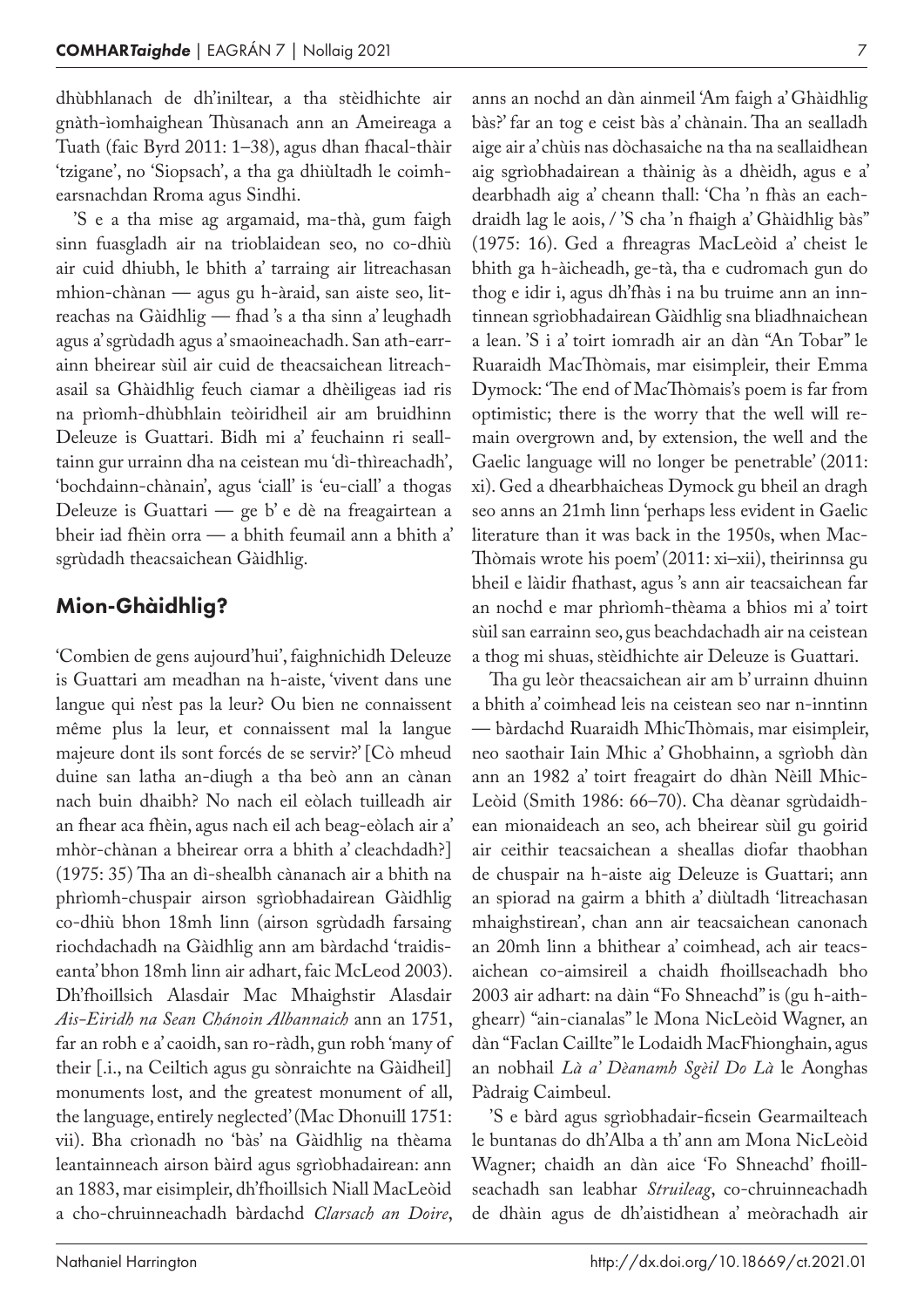dhùbhlanach de dh'iniltear, a tha stèidhichte air gnàth-ìomhaighean Thùsanach ann an Ameireaga a Tuath (faic Byrd 2011: 1–38), agus dhan fhacal-thàir 'tzigane', no 'Siopsach', a tha ga dhiùltadh le coimhearsnachdan Rroma agus Sindhi.

'S e a tha mise ag argamaid, ma-thà, gum faigh sinn fuasgladh air na trioblaidean seo, no co-dhiù air cuid dhiubh, le bhith a' tarraing air litreachasan mhion-chànan — agus gu h-àraid, san aiste seo, litreachas na Gàidhlig — fhad 's a tha sinn a' leughadh agus a' sgrùdadh agus a' smaoineachadh. San ath-earrainn bheirear sùil air cuid de theacsaichean litreachasail sa Ghàidhlig feuch ciamar a dhèiligeas iad ris na prìomh-dhùbhlain teòiridheil air am bruidhinn Deleuze is Guattari. Bidh mi a' feuchainn ri sealltainn gur urrainn dha na ceistean mu 'dì-thìreachadh', 'bochdainn-chànain', agus 'ciall' is 'eu-ciall' a thogas Deleuze is Guattari — ge b' e dè na freagairtean a bheir iad fhèin orra — a bhith feumail ann a bhith a' sgrùdadh theacsaichean Gàidhlig.

## Mion-Ghàidhlig?

'Combien de gens aujourd'hui', faighnichidh Deleuze is Guattari am meadhan na h-aiste, 'vivent dans une langue qui n'est pas la leur? Ou bien ne connaissent même plus la leur, et connaissent mal la langue majeure dont ils sont forcés de se servir?' [Cò mheud duine san latha an-diugh a tha beò ann an cànan nach buin dhaibh? No nach eil eòlach tuilleadh air an fhear aca fhèin, agus nach eil ach beag-eòlach air a' mhòr-chànan a bheirear orra a bhith a' cleachdadh?] (1975: 35) Tha an dì-shealbh cànanach air a bhith na phrìomh-chuspair airson sgrìobhadairean Gàidhlig co-dhiù bhon 18mh linn (airson sgrùdadh farsaing riochdachadh na Gàidhlig ann am bàrdachd 'traidiseanta' bhon 18mh linn air adhart, faic McLeod 2003). Dh'fhoillsich Alasdair Mac Mhaighstir Alasdair *Ais-Eiridh na Sean Chánoin Albannaich* ann an 1751, far an robh e a' caoidh, san ro-ràdh, gun robh 'many of their [.i., na Ceiltich agus gu sònraichte na Gàidheil] monuments lost, and the greatest monument of all, the language, entirely neglected' (Mac Dhonuill 1751: vii). Bha crìonadh no 'bàs' na Gàidhlig na thèama leantainneach airson bàird agus sgrìobhadairean: ann an 1883, mar eisimpleir, dh'fhoillsich Niall MacLeòid a cho-chruinneachadh bàrdachd *Clarsach an Doire*, anns an nochd an dàn ainmeil 'Am faigh a' Ghàidhlig bàs?' far an tog e ceist bàs a' chànain. Tha an sealladh aige air a' chùis nas dòchasaiche na tha na seallaidhean aig sgrìobhadairean a thàinig às a dhèidh, agus e a' dearbhadh aig a' cheann thall: 'Cha 'n fhàs an eachdraidh lag le aois, / 'S cha 'n fhaigh a' Ghàidhlig bàs" (1975: 16). Ged a fhreagras MacLeòid a' cheist le bhith ga h-àicheadh, ge-tà, tha e cudromach gun do thog e idir i, agus dh'fhàs i na bu truime ann an inntinnean sgrìobhadairean Gàidhlig sna bliadhnaichean a lean. 'S i a' toirt iomradh air an dàn "An Tobar" le Ruaraidh MacThòmais, mar eisimpleir, their Emma Dymock: 'The end of MacThòmais's poem is far from optimistic; there is the worry that the well will remain overgrown and, by extension, the well and the Gaelic language will no longer be penetrable' (2011: xi). Ged a dhearbhaicheas Dymock gu bheil an dragh seo anns an 21mh linn 'perhaps less evident in Gaelic literature than it was back in the 1950s, when MacThòmais wrote his poem' (2011: xi–xii), theirinnsa gu bheil e làidir fhathast, agus 's ann air teacsaichean far an nochd e mar phrìomh-thèama a bhios mi a' toirt sùil san earrainn seo, gus beachdachadh air na ceistean a thog mi shuas, stèidhichte air Deleuze is Guattari.

Tha gu leòr theacsaichean air am b' urrainn dhuinn a bhith a' coimhead leis na ceistean seo nar n-inntinn — bàrdachd Ruaraidh MhicThòmais, mar eisimpleir, neo saothair Iain Mhic a' Ghobhainn, a sgrìobh dàn ann an 1982 a' toirt freagairt do dhàn Nèill MhicLeòid (Smith 1986: 66–70). Cha dèanar sgrùdaidhean mionaideach an seo, ach bheirear sùil gu goirid air ceithir teacsaichean a sheallas diofar thaobhan de chuspair na h-aiste aig Deleuze is Guattari; ann an spiorad na gairm a bhith a' diùltadh 'litreachasan mhaighstirean', chan ann air teacsaichean canonach an 20mh linn a bhithear a' coimhead, ach air teacsaichean co-aimsireil a chaidh fhoillseachadh bho 2003 air adhart: na dàin "Fo Shneachd" is (gu h-aithghearr) "ain-cianalas" le Mona NicLeòid Wagner, an dàn "Faclan Caillte" le Lodaidh MacFhionghain, agus an nobhail *Là a' Dèanamh Sgèil Do Là* le Aonghas Pàdraig Caimbeul.

'S e bàrd agus sgrìobhadair-ficsein Gearmailteach le buntanas do dh'Alba a th' ann am Mona NicLeòid Wagner; chaidh an dàn aice 'Fo Shneachd' fhoillseachadh san leabhar *Struileag*, co-chruinneachadh de dhàin agus de dh'aistidhean a' meòrachadh air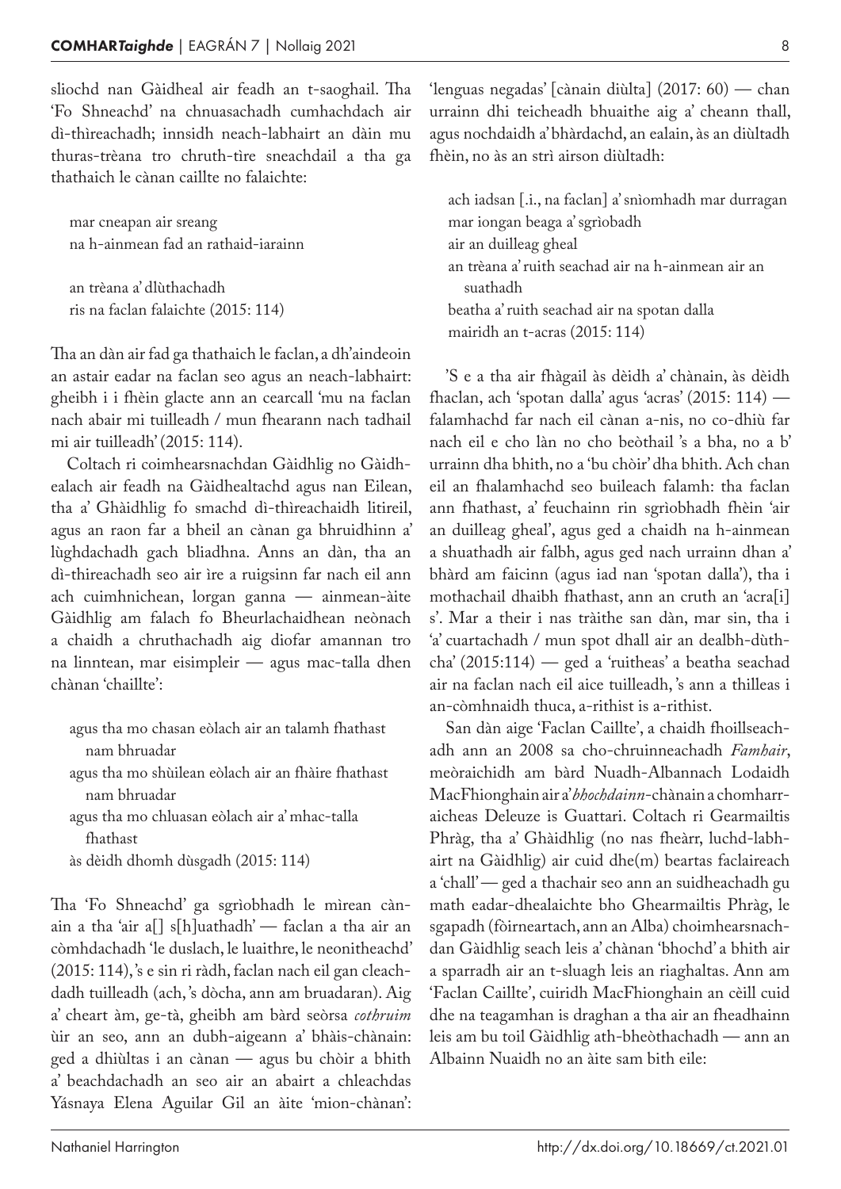sliochd nan Gàidheal air feadh an t-saoghail. Tha 'Fo Shneachd' na chnuasachadh cumhachdach air dì-thìreachadh; innsidh neach-labhairt an dàin mu thuras-trèana tro chruth-tìre sneachdail a tha ga thathaich le cànan caillte no falaichte:

> mar cneapan air sreang
> na h-ainmean fad an rathaid-iarainn
>
> an trèana a' dlùthachadh
> ris na faclan falaichte (2015: 114)

Tha an dàn air fad ga thathaich le faclan, a dh'aindeoin an astair eadar na faclan seo agus an neach-labhairt: gheibh i i fhèin glacte ann an cearcall 'mu na faclan nach abair mi tuilleadh / mun fhearann nach tadhail mi air tuilleadh' (2015: 114).

Coltach ri coimhearsnachdan Gàidhlig no Gàidhealach air feadh na Gàidhealtachd agus nan Eilean, tha a' Ghàidhlig fo smachd dì-thìreachaidh litireil, agus an raon far a bheil an cànan ga bhruidhinn a' lùghdachadh gach bliadhna. Anns an dàn, tha an dì-thireachadh seo air ìre a ruigsinn far nach eil ann ach cuimhnichean, lorgan ganna — ainmean-àite Gàidhlig am falach fo Bheurlachaidhean neònach a chaidh a chruthachadh aig diofar amannan tro na linntean, mar eisimpleir — agus mac-talla dhen chànan 'chaillte':

> agus tha mo chasan eòlach air an talamh fhathast nam bhruadar
> agus tha mo shùilean eòlach air an fhàire fhathast nam bhruadar
> agus tha mo chluasan eòlach air a' mhac-talla fhathast
> às dèidh dhomh dùsgadh (2015: 114)

Tha 'Fo Shneachd' ga sgrìobhadh le mìrean cànain a tha 'air a[] s[h]uathadh' — faclan a tha air an còmhdachadh 'le duslach, le luaithre, le neonitheachd' (2015: 114), 's e sin ri ràdh, faclan nach eil gan cleachdadh tuilleadh (ach, 's dòcha, ann am bruadaran). Aig a' cheart àm, ge-tà, gheibh am bàrd seòrsa *cothruim* ùir an seo, ann an dubh-aigeann a' bhàis-chànain: ged a dhiùltas i an cànan — agus bu chòir a bhith a' beachdachadh an seo air an abairt a chleachdas Yásnaya Elena Aguilar Gil an àite 'mion-chànan': 'lenguas negadas' [cànain diùlta] (2017: 60) — chan urrainn dhi teicheadh bhuaithe aig a' cheann thall, agus nochdaidh a' bhàrdachd, an ealain, às an diùltadh fhèin, no às an strì airson diùltadh:

> ach iadsan [.i., na faclan] a' snìomhadh mar durragan
> mar iongan beaga a' sgrìobadh
> air an duilleag gheal
> an trèana a' ruith seachad air na h-ainmean air an suathadh
> beatha a' ruith seachad air na spotan dalla
> mairidh an t-acras (2015: 114)

'S e a tha air fhàgail às dèidh a' chànain, às dèidh fhaclan, ach 'spotan dalla' agus 'acras' (2015: 114) — falamhachd far nach eil cànan a-nis, no co-dhiù far nach eil e cho làn no cho beòthail 's a bha, no a b' urrainn dha bhith, no a 'bu chòir' dha bhith. Ach chan eil an fhalamhachd seo buileach falamh: tha faclan ann fhathast, a' feuchainn rin sgrìobhadh fhèin 'air an duilleag gheal', agus ged a chaidh na h-ainmean a shuathadh air falbh, agus ged nach urrainn dhan a' bhàrd am faicinn (agus iad nan 'spotan dalla'), tha i mothachail dhaibh fhathast, ann an cruth an 'acra[i] s'. Mar a their i nas tràithe san dàn, mar sin, tha i 'a' cuartachadh / mun spot dhall air an dealbh-dùthcha' (2015:114) — ged a 'ruitheas' a beatha seachad air na faclan nach eil aice tuilleadh, 's ann a thilleas i an-còmhnaidh thuca, a-rithist is a-rithist.

San dàn aige 'Faclan Caillte', a chaidh fhoillseachadh ann an 2008 sa cho-chruinneachadh *Famhair*, meòraichidh am bàrd Nuadh-Albannach Lodaidh MacFhionghain air a' *bhochdainn*-chànain a chomharraicheas Deleuze is Guattari. Coltach ri Gearmailtis Phràg, tha a' Ghàidhlig (no nas fheàrr, luchd-labhairt na Gàidhlig) air cuid dhe(m) beartas faclaireach a 'chall' — ged a thachair seo ann an suidheachadh gu math eadar-dhealaichte bho Ghearmailtis Phràg, le sgapadh (fòirneartach, ann an Alba) choimhearsnachdan Gàidhlig seach leis a' chànan 'bhochd' a bhith air a sparradh air an t-sluagh leis an riaghaltas. Ann am 'Faclan Caillte', cuiridh MacFhionghain an cèill cuid dhe na teagamhan is draghan a tha air an fheadhainn leis am bu toil Gàidhlig ath-bheòthachadh — ann an Albainn Nuaidh no an àite sam bith eile: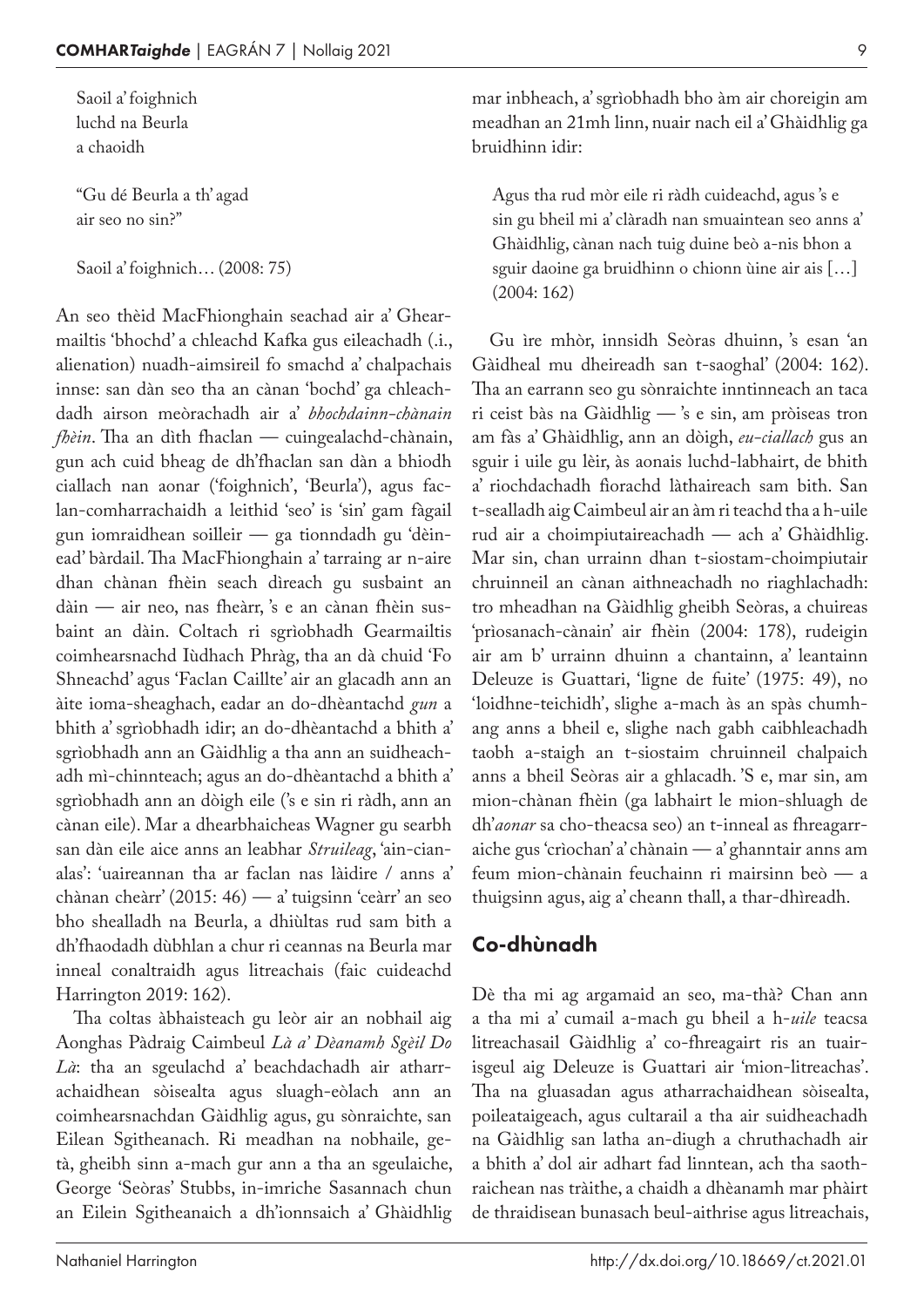Saoil a' foighnich  
luchd na Beurla  
a chaoidh

"Gu dé Beurla a th' agad  
air seo no sin?"

Saoil a' foighnich… (2008: 75)

An seo thèid MacFhionghain seachad air a' Ghearmailtis 'bhochd' a chleachd Kafka gus eileachadh (.i., alienation) nuadh-aimsireil fo smachd a' chalpachais innse: san dàn seo tha an cànan 'bochd' ga chleachdadh airson meòrachadh air a' *bhochdainn-chànain fhèin*. Tha an dìth fhaclan — cuingealachd-chànain, gun ach cuid bheag de dh'fhaclan san dàn a bhiodh ciallach nan aonar ('foighnich', 'Beurla'), agus faclan-comharrachaidh a leithid 'seo' is 'sin' gam fàgail gun iomraidhean soilleir — ga tionndadh gu 'dèinead' bàrdail. Tha MacFhionghain a' tarraing ar n-aire dhan chànan fhèin seach dìreach gu susbaint an dàin — air neo, nas fheàrr, 's e an cànan fhèin susbaint an dàin. Coltach ri sgrìobhadh Gearmailtis coimhearsnachd Iùdhach Phràg, tha an dà chuid 'Fo Shneachd' agus 'Faclan Caillte' air an glacadh ann an àite ioma-sheaghach, eadar an do-dhèantachd *gun* a bhith a' sgrìobhadh idir; an do-dhèantachd a bhith a' sgrìobhadh ann an Gàidhlig a tha ann an suidheachadh mì-chinnteach; agus an do-dhèantachd a bhith a' sgrìobhadh ann an dòigh eile ('s e sin ri ràdh, ann an cànan eile). Mar a dhearbhaicheas Wagner gu searbh san dàn eile aice anns an leabhar *Struileag*, 'ain-cianalas': 'uaireannan tha ar faclan nas làidire / anns a' chànan cheàrr' (2015: 46) — a' tuigsinn 'ceàrr' an seo bho shealladh na Beurla, a dhiùltas rud sam bith a dh'fhaodadh dùbhlan a chur ri ceannas na Beurla mar inneal conaltraidh agus litreachais (faic cuideachd Harrington 2019: 162).

Tha coltas àbhaisteach gu leòr air an nobhail aig Aonghas Pàdraig Caimbeul *Là a' Dèanamh Sgèil Do Là*: tha an sgeulachd a' beachdachadh air atharrachaidhean sòisealta agus sluagh-eòlach ann an coimhearsnachdan Gàidhlig agus, gu sònraichte, san Eilean Sgitheanach. Ri meadhan na nobhaile, getà, gheibh sinn a-mach gur ann a tha an sgeulaiche, George 'Seòras' Stubbs, in-imriche Sasannach chun an Eilein Sgitheanaich a dh'ionnsaich a' Ghàidhlig mar inbheach, a' sgrìobhadh bho àm air choreigin am meadhan an 21mh linn, nuair nach eil a' Ghàidhlig ga bruidhinn idir:

> Agus tha rud mòr eile ri ràdh cuideachd, agus 's e sin gu bheil mi a' clàradh nan smuaintean seo anns a' Ghàidhlig, cànan nach tuig duine beò a-nis bhon a sguir daoine ga bruidhinn o chionn ùine air ais […] (2004: 162)

Gu ìre mhòr, innsidh Seòras dhuinn, 's esan 'an Gàidheal mu dheireadh san t-saoghal' (2004: 162). Tha an earrann seo gu sònraichte inntinneach an taca ri ceist bàs na Gàidhlig — 's e sin, am pròiseas tron am fàs a' Ghàidhlig, ann an dòigh, *eu-ciallach* gus an sguir i uile gu lèir, às aonais luchd-labhairt, de bhith a' riochdachadh fìorachd làthaireach sam bith. San t-sealladh aig Caimbeul air an àm ri teachd tha a h-uile rud air a choimpiutaireachadh — ach a' Ghàidhlig. Mar sin, chan urrainn dhan t-siostam-choimpiutair chruinneil an cànan aithneachadh no riaghlachadh: tro mheadhan na Gàidhlig gheibh Seòras, a chuireas 'prìosanach-cànain' air fhèin (2004: 178), rudeigin air am b' urrainn dhuinn a chantainn, a' leantainn Deleuze is Guattari, 'ligne de fuite' (1975: 49), no 'loidhne-teichidh', slighe a-mach às an spàs chumhang anns a bheil e, slighe nach gabh caibhleachadh taobh a-staigh an t-siostaim chruinneil chalpaich anns a bheil Seòras air a ghlacadh. 'S e, mar sin, am mion-chànan fhèin (ga labhairt le mion-shluagh de dh'*aonar* sa cho-theacsa seo) an t-inneal as fhreagarraiche gus 'crìochan' a' chànain — a' ghanntair anns am feum mion-chànain feuchainn ri mairsinn beò — a thuigsinn agus, aig a' cheann thall, a thar-dhìreadh.

## Co-dhùnadh

Dè tha mi ag argamaid an seo, ma-thà? Chan ann a tha mi a' cumail a-mach gu bheil a h-*uile* teacsa litreachasail Gàidhlig a' co-fhreagairt ris an tuairisgeul aig Deleuze is Guattari air 'mion-litreachas'. Tha na gluasadan agus atharrachaidhean sòisealta, poileataigeach, agus cultarail a tha air suidheachadh na Gàidhlig san latha an-diugh a chruthachadh air a bhith a' dol air adhart fad linntean, ach tha saothraichean nas tràithe, a chaidh a dhèanamh mar phàirt de thraidisean bunasach beul-aithrise agus litreachais,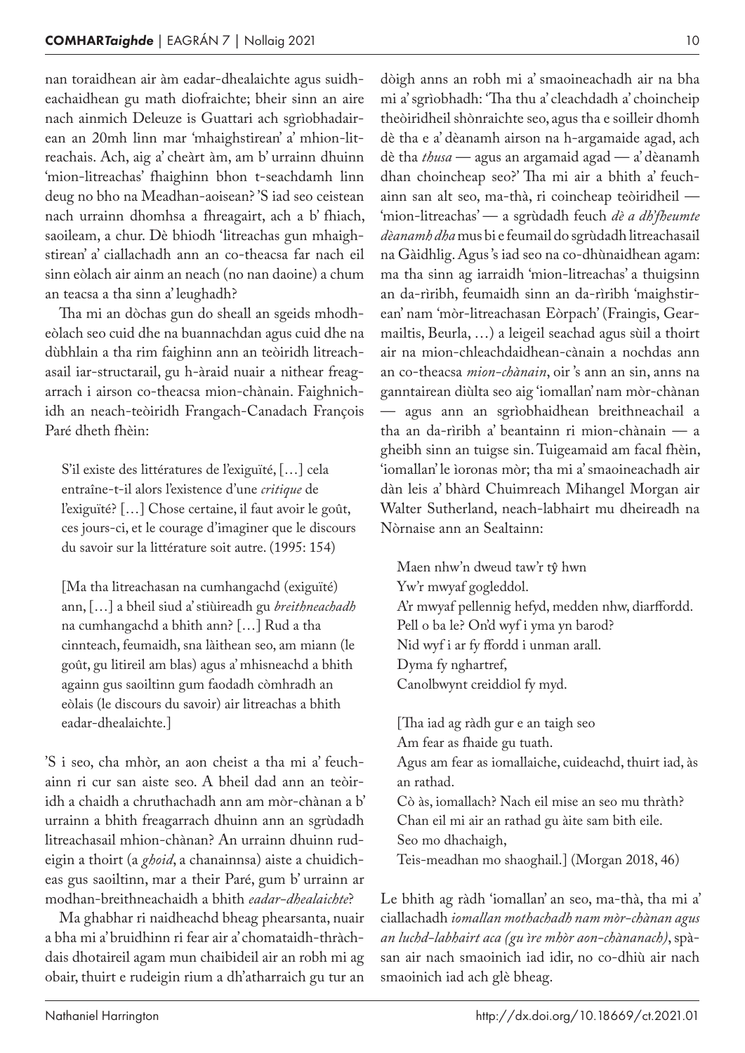nan toraidhean air àm eadar-dhealaichte agus suidheachaidhean gu math diofraichte; bheir sinn an aire nach ainmich Deleuze is Guattari ach sgrìobhadairean an 20mh linn mar 'mhaighstirean' a' mhion-litreachais. Ach, aig a' cheàrt àm, am b' urrainn dhuinn 'mion-litreachas' fhaighinn bhon t-seachdamh linn deug no bho na Meadhan-aoisean? 'S iad seo ceistean nach urrainn dhomhsa a fhreagairt, ach a b' fhiach, saoileam, a chur. Dè bhiodh 'litreachas gun mhaighstirean' a' ciallachadh ann an co-theacsa far nach eil sinn eòlach air ainm an neach (no nan daoine) a chum an teacsa a tha sinn a' leughadh?

Tha mi an dòchas gun do sheall an sgeids mhodh-eòlach seo cuid dhe na buannachdan agus cuid dhe na dùbhlain a tha rim faighinn ann an teòiridh litreachasail iar-structarail, gu h-àraid nuair a nithear freagarrach i airson co-theacsa mion-chànain. Faighnichidh an neach-teòiridh Frangach-Canadach François Paré dheth fhèin:

> S'il existe des littératures de l'exiguïté, […] cela entraîne-t-il alors l'existence d'une *critique* de l'exiguïté? […] Chose certaine, il faut avoir le goût, ces jours-ci, et le courage d'imaginer que le discours du savoir sur la littérature soit autre. (1995: 154)
>
> [Ma tha litreachasan na cumhangachd (exiguïté) ann, […] a bheil siud a' stiùireadh gu *breithneachadh* na cumhangachd a bhith ann? […] Rud a tha cinnteach, feumaidh, sna làithean seo, am miann (le goût, gu litireil am blas) agus a' mhisneachd a bhith againn gus saoiltinn gum faodadh còmhradh an eòlais (le discours du savoir) air litreachas a bhith eadar-dhealaichte.]

'S i seo, cha mhòr, an aon cheist a tha mi a' feuchainn ri cur san aiste seo. A bheil dad ann an teòiridh a chaidh a chruthachadh ann am mòr-chànan a b' urrainn a bhith freagarrach dhuinn ann an sgrùdadh litreachasail mhion-chànan? An urrainn dhuinn rudeigin a thoirt (a *ghoid*, a chanainnsa) aiste a chuidicheas gus saoiltinn, mar a their Paré, gum b' urrainn ar modhan-breithneachaidh a bhith *eadar-dhealaichte*?

Ma ghabhar ri naidheachd bheag phearsanta, nuair a bha mi a' bruidhinn ri fear air a' chomataidh-thràchdais dhotaireil agam mun chaibideil air an robh mi ag obair, thuirt e rudeigin rium a dh'atharraich gu tur an dòigh anns an robh mi a' smaoineachadh air na bha mi a' sgrìobhadh: 'Tha thu a' cleachdadh a' choincheip theòiridheil shònraichte seo, agus tha e soilleir dhomh dè tha e a' dèanamh airson na h-argamaide agad, ach dè tha *thusa* — agus an argamaid agad — a' dèanamh dhan choincheap seo?' Tha mi air a bhith a' feuchainn san alt seo, ma-thà, ri coincheap teòiridheil — 'mion-litreachas' — a sgrùdadh feuch *dè a dh'fheumte dèanamh dha* mus bi e feumail do sgrùdadh litreachasail na Gàidhlig. Agus 's iad seo na co-dhùnaidhean agam: ma tha sinn ag iarraidh 'mion-litreachas' a thuigsinn an da-rìribh, feumaidh sinn an da-rìribh 'maighstirean' nam 'mòr-litreachasan Eòrpach' (Fraingis, Gearmailtis, Beurla, …) a leigeil seachad agus sùil a thoirt air na mion-chleachdaidhean-cànain a nochdas ann an co-theacsa *mion-chànain*, oir 's ann an sin, anns na ganntairean diùlta seo aig 'iomallan' nam mòr-chànan — agus ann an sgrìobhaidhean breithneachail a tha an da-rìribh a' beantainn ri mion-chànain — a gheibh sinn an tuigse sin. Tuigeamaid am facal fhèin, 'iomallan' le ìoronas mòr; tha mi a' smaoineachadh air dàn leis a' bhàrd Chuimreach Mihangel Morgan air Walter Sutherland, neach-labhairt mu dheireadh na Nòrnaise ann an Sealtainn:

> Maen nhw'n dweud taw'r tŷ hwn
> Yw'r mwyaf gogleddol.
> A'r mwyaf pellennig hefyd, medden nhw, diarffordd.
> Pell o ba le? On'd wyf i yma yn barod?
> Nid wyf i ar fy ffordd i unman arall.
> Dyma fy nghartref,
> Canolbwynt creiddiol fy myd.
>
> [Tha iad ag ràdh gur e an taigh seo
> Am fear as fhaide gu tuath.
> Agus am fear as iomallaiche, cuideachd, thuirt iad, às an rathad.
> Cò às, iomallach? Nach eil mise an seo mu thràth?
> Chan eil mi air an rathad gu àite sam bith eile.
> Seo mo dhachaigh,
> Teis-meadhan mo shaoghail.] (Morgan 2018, 46)

Le bhith ag ràdh 'iomallan' an seo, ma-thà, tha mi a' ciallachadh *iomallan mothachadh nam mòr-chànan agus an luchd-labhairt aca (gu ìre mhòr aon-chànanach)*, spàsan air nach smaoinich iad idir, no co-dhiù air nach smaoinich iad ach glè bheag.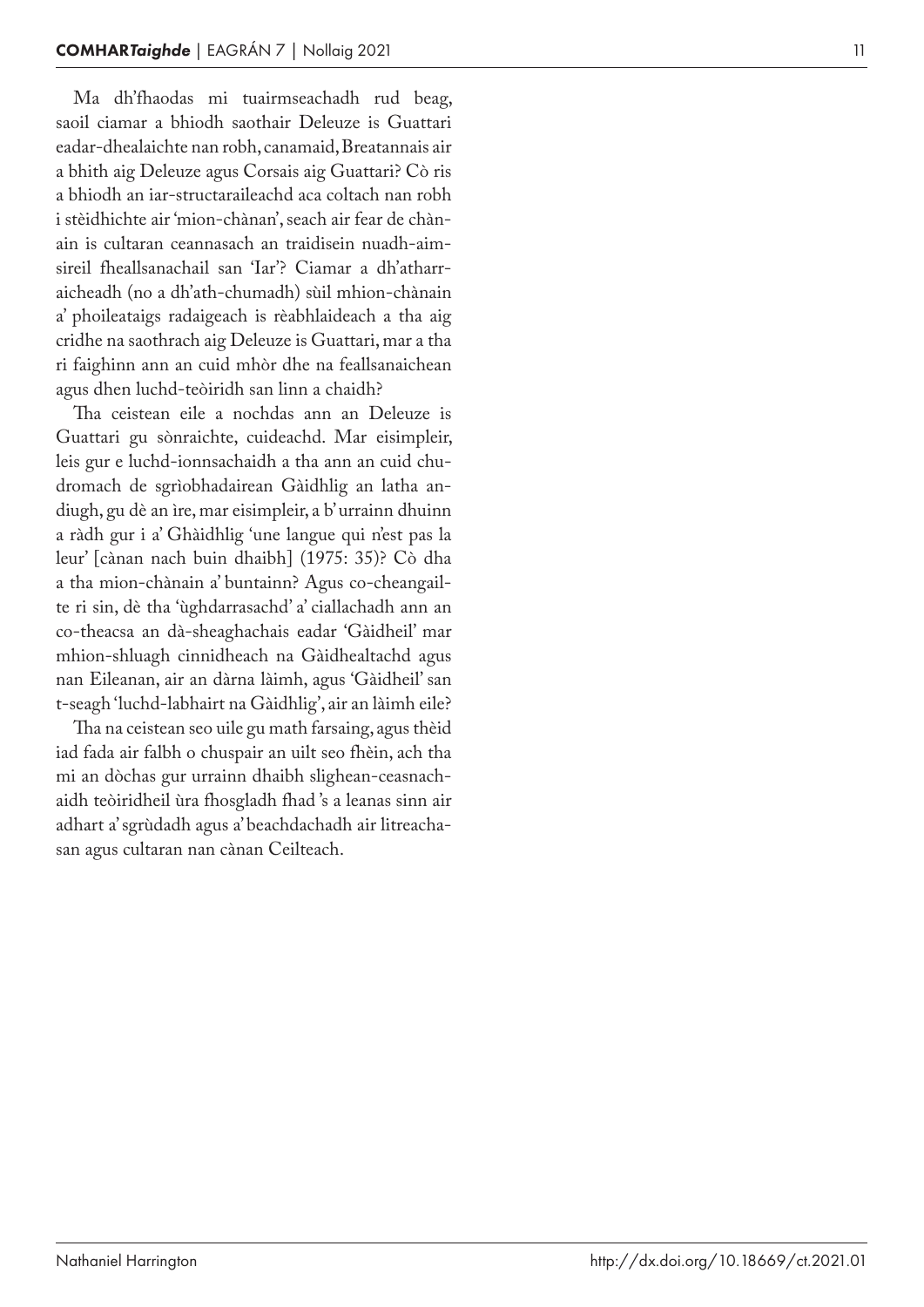Ma dh'fhaodas mi tuairmseachadh rud beag, saoil ciamar a bhiodh saothair Deleuze is Guattari eadar-dhealaichte nan robh, canamaid, Breatannais air a bhith aig Deleuze agus Corsais aig Guattari? Cò ris a bhiodh an iar-structaraileachd aca coltach nan robh i stèidhichte air 'mion-chànan', seach air fear de chànain is cultaran ceannasach an traidisein nuadh-aimsireil fheallsanachail san 'Iar'? Ciamar a dh'atharraicheadh (no a dh'ath-chumadh) sùil mhion-chànain a' phoileataigs radaigeach is rèabhlaideach a tha aig cridhe na saothrach aig Deleuze is Guattari, mar a tha ri faighinn ann an cuid mhòr dhe na feallsanaichean agus dhen luchd-teòiridh san linn a chaidh?

Tha ceistean eile a nochdas ann an Deleuze is Guattari gu sònraichte, cuideachd. Mar eisimpleir, leis gur e luchd-ionnsachaidh a tha ann an cuid chudromach de sgrìobhadairean Gàidhlig an latha an-diugh, gu dè an ìre, mar eisimpleir, a b' urrainn dhuinn a ràdh gur i a' Ghàidhlig 'une langue qui n'est pas la leur' [cànan nach buin dhaibh] (1975: 35)? Cò dha a tha mion-chànain a' buntainn? Agus co-cheangailte ri sin, dè tha 'ùghdarrasachd' a' ciallachadh ann an co-theacsa an dà-sheaghachais eadar 'Gàidheil' mar mhion-shluagh cinnidheach na Gàidhealtachd agus nan Eileanan, air an dàrna làimh, agus 'Gàidheil' san t-seagh 'luchd-labhairt na Gàidhlig', air an làimh eile?

Tha na ceistean seo uile gu math farsaing, agus thèid iad fada air falbh o chuspair an uilt seo fhèin, ach tha mi an dòchas gur urrainn dhaibh slighean-ceasnachaidh teòiridheil ùra fhosgladh fhad 's a leanas sinn air adhart a' sgrùdadh agus a' beachdachadh air litreachasan agus cultaran nan cànan Ceilteach.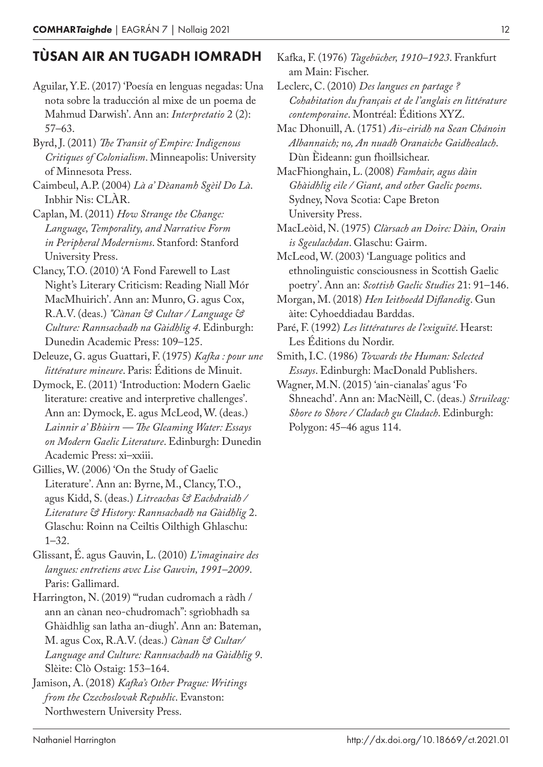## TÙSAN AIR AN TUGADH IOMRADH

Aguilar, Y.E. (2017) 'Poesía en lenguas negadas: Una nota sobre la traducción al mixe de un poema de Mahmud Darwish'. Ann an: *Interpretatio* 2 (2): 57–63.

Byrd, J. (2011) *The Transit of Empire: Indigenous Critiques of Colonialism*. Minneapolis: University of Minnesota Press.

Caimbeul, A.P. (2004) *Là a' Dèanamh Sgèil Do Là*. Inbhir Nis: CLÀR.

Caplan, M. (2011) *How Strange the Change: Language, Temporality, and Narrative Form in Peripheral Modernisms*. Stanford: Stanford University Press.

Clancy, T.O. (2010) 'A Fond Farewell to Last Night's Literary Criticism: Reading Niall Mór MacMhuirich'. Ann an: Munro, G. agus Cox, R.A.V. (deas.) *"Cànan & Cultar / Language & Culture: Rannsachadh na Gàidhlig 4*. Edinburgh: Dunedin Academic Press: 109–125.

Deleuze, G. agus Guattari, F. (1975) *Kafka : pour une littérature mineure*. Paris: Éditions de Minuit.

Dymock, E. (2011) 'Introduction: Modern Gaelic literature: creative and interpretive challenges'. Ann an: Dymock, E. agus McLeod, W. (deas.) *Lainnir a' Bhùirn — The Gleaming Water: Essays on Modern Gaelic Literature*. Edinburgh: Dunedin Academic Press: xi–xxiii.

Gillies, W. (2006) 'On the Study of Gaelic Literature'. Ann an: Byrne, M., Clancy, T.O., agus Kidd, S. (deas.) *Litreachas & Eachdraidh / Literature & History: Rannsachadh na Gàidhlig* 2. Glaschu: Roinn na Ceiltis Oilthigh Ghlaschu: 1–32.

Glissant, É. agus Gauvin, L. (2010) *L'imaginaire des langues: entretiens avec Lise Gauvin, 1991–2009*. Paris: Gallimard.

Harrington, N. (2019) '"rudan cudromach a ràdh / ann an cànan neo-chudromach": sgrìobhadh sa Ghàidhlig san latha an-diugh'. Ann an: Bateman, M. agus Cox, R.A.V. (deas.) *Cànan & Cultar/ Language and Culture: Rannsachadh na Gàidhlig 9*. Slèite: Clò Ostaig: 153–164.

Jamison, A. (2018) *Kafka's Other Prague: Writings from the Czechoslovak Republic*. Evanston: Northwestern University Press.

Kafka, F. (1976) *Tagebücher, 1910–1923*. Frankfurt am Main: Fischer.

Leclerc, C. (2010) *Des langues en partage ? Cohabitation du français et de l'anglais en littérature contemporaine*. Montréal: Éditions XYZ.

Mac Dhonuill, A. (1751) *Ais-eiridh na Sean Chánoin Albannaich; no, An nuadh Oranaiche Gaidhealach*. Dùn Èideann: gun fhoillsichear.

MacFhionghain, L. (2008) *Famhair, agus dàin Ghàidhlig eile / Giant, and other Gaelic poems*. Sydney, Nova Scotia: Cape Breton University Press.

MacLeòid, N. (1975) *Clàrsach an Doire: Dàin, Orain is Sgeulachdan*. Glaschu: Gairm.

McLeod, W. (2003) 'Language politics and ethnolinguistic consciousness in Scottish Gaelic poetry'. Ann an: *Scottish Gaelic Studies* 21: 91–146.

Morgan, M. (2018) *Hen Ieithoedd Diflanedig*. Gun àite: Cyhoeddiadau Barddas.

Paré, F. (1992) *Les littératures de l'exiguïté*. Hearst: Les Éditions du Nordir.

Smith, I.C. (1986) *Towards the Human: Selected Essays*. Edinburgh: MacDonald Publishers.

Wagner, M.N. (2015) 'ain-cianalas' agus 'Fo Shneachd'. Ann an: MacNèill, C. (deas.) *Struileag: Shore to Shore / Cladach gu Cladach*. Edinburgh: Polygon: 45–46 agus 114.